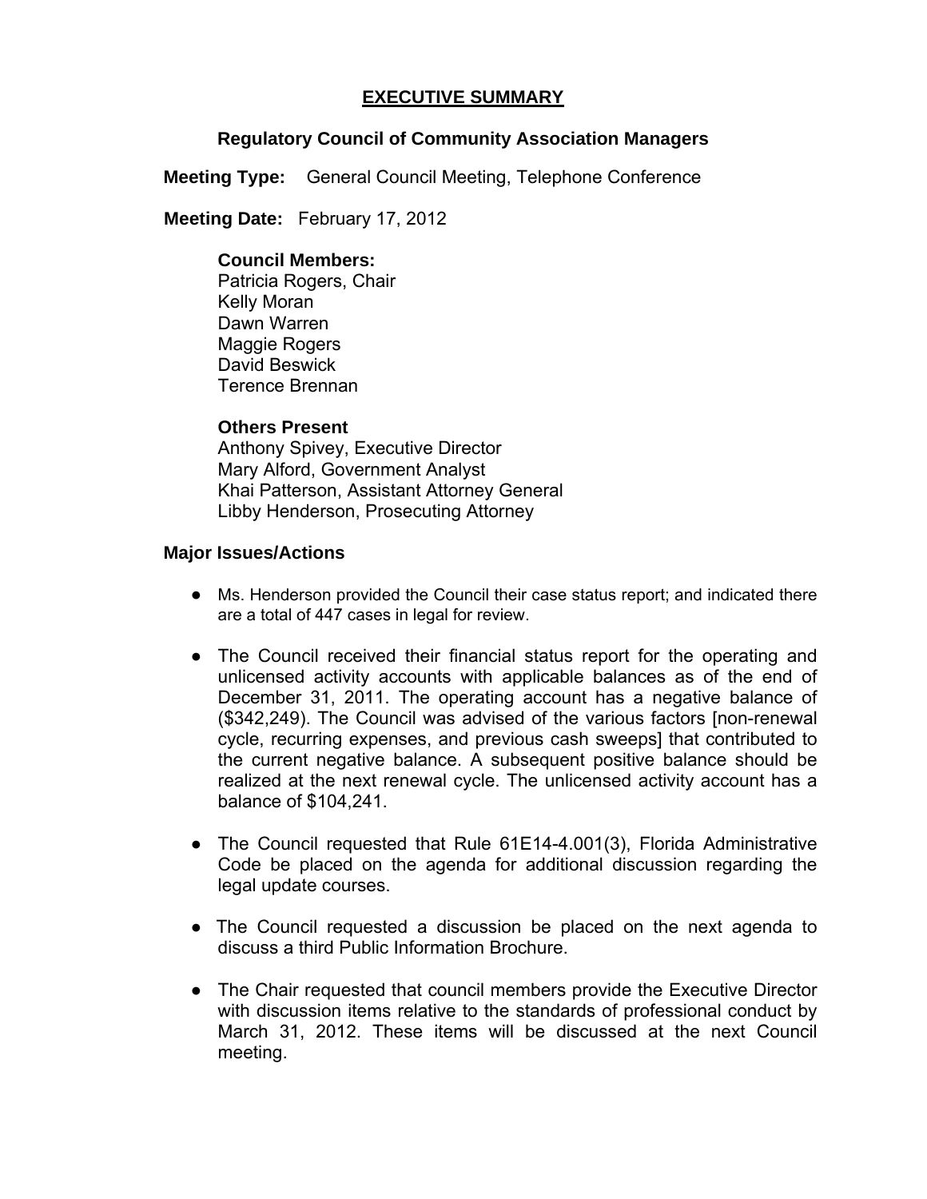# EXECUTIVE SUMMARY

## Regulatory Council of Community Association Managers

**Meeting Type:** General Council Meeting, Telephone Conference

**Meeting Date:** February 17, 2012

**Council Members:**
Patricia Rogers, Chair
Kelly Moran
Dawn Warren
Maggie Rogers
David Beswick
Terence Brennan

**Others Present**
Anthony Spivey, Executive Director
Mary Alford, Government Analyst
Khai Patterson, Assistant Attorney General
Libby Henderson, Prosecuting Attorney

**Major Issues/Actions**

- Ms. Henderson provided the Council their case status report; and indicated there are a total of 447 cases in legal for review.

- The Council received their financial status report for the operating and unlicensed activity accounts with applicable balances as of the end of December 31, 2011. The operating account has a negative balance of ($342,249). The Council was advised of the various factors [non-renewal cycle, recurring expenses, and previous cash sweeps] that contributed to the current negative balance. A subsequent positive balance should be realized at the next renewal cycle. The unlicensed activity account has a balance of $104,241.

- The Council requested that Rule 61E14-4.001(3), Florida Administrative Code be placed on the agenda for additional discussion regarding the legal update courses.

- The Council requested a discussion be placed on the next agenda to discuss a third Public Information Brochure.

- The Chair requested that council members provide the Executive Director with discussion items relative to the standards of professional conduct by March 31, 2012. These items will be discussed at the next Council meeting.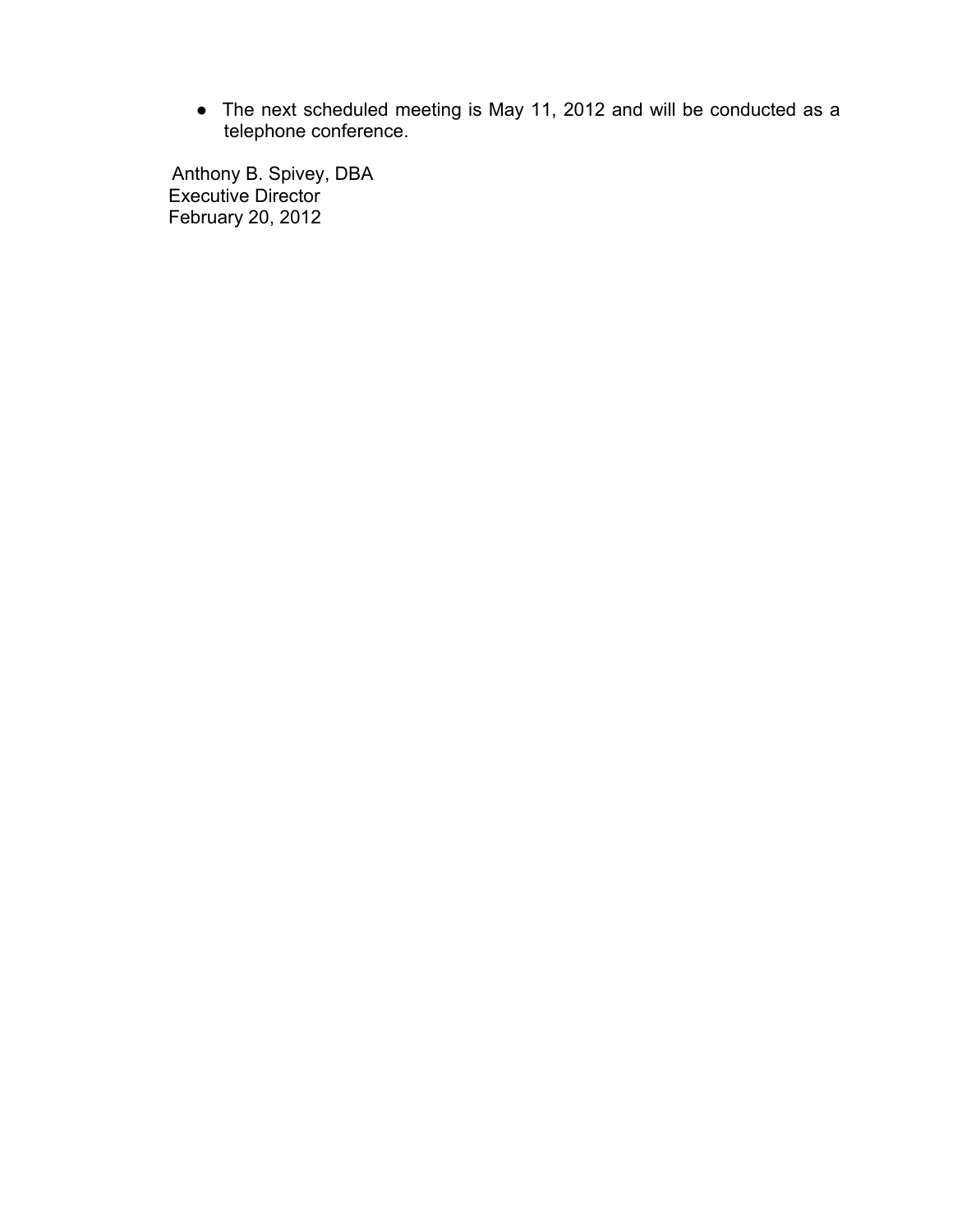- The next scheduled meeting is May 11, 2012 and will be conducted as a telephone conference.

Anthony B. Spivey, DBA
Executive Director
February 20, 2012